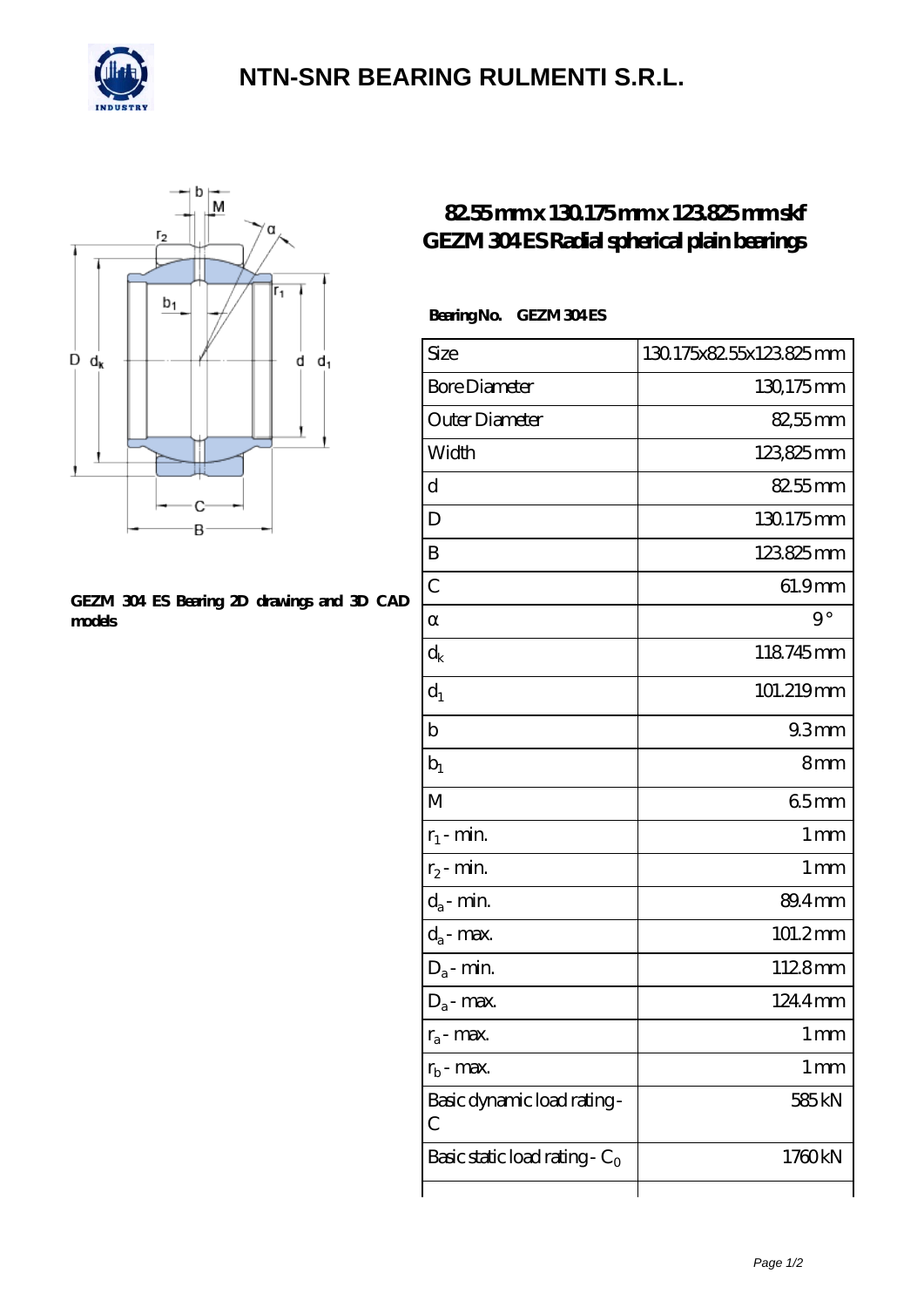# NTN-SNR BEARING RULMENTI S.R.L.

GEZM 304 ES Bearing 2D drawings and 3D CAD models

## 82.55 mm x 130.175 mm x 123.825 mm skf GEZM 304 ES Radial spherical plain bearings

**Bearing No.** GEZM 304 ES

| Size | 130.175x82.55x123.825 mm |
|---|---|
| Bore Diameter | 130,175 mm |
| Outer Diameter | 82,55 mm |
| Width | 123,825 mm |
| d | 82.55 mm |
| D | 130.175 mm |
| B | 123.825 mm |
| C | 61.9 mm |
| α | 9 ° |
| $d_k$ | 118.745 mm |
| $d_1$ | 101.219 mm |
| b | 9.3 mm |
| $b_1$ | 8 mm |
| M | 6.5 mm |
| $r_1$ - min. | 1 mm |
| $r_2$ - min. | 1 mm |
| $d_a$ - min. | 89.4 mm |
| $d_a$ - max. | 101.2 mm |
| $D_a$ - min. | 112.8 mm |
| $D_a$ - max. | 124.4 mm |
| $r_a$ - max. | 1 mm |
| $r_b$ - max. | 1 mm |
| Basic dynamic load rating - C | 585 kN |
| Basic static load rating - $C_0$ | 1760 kN |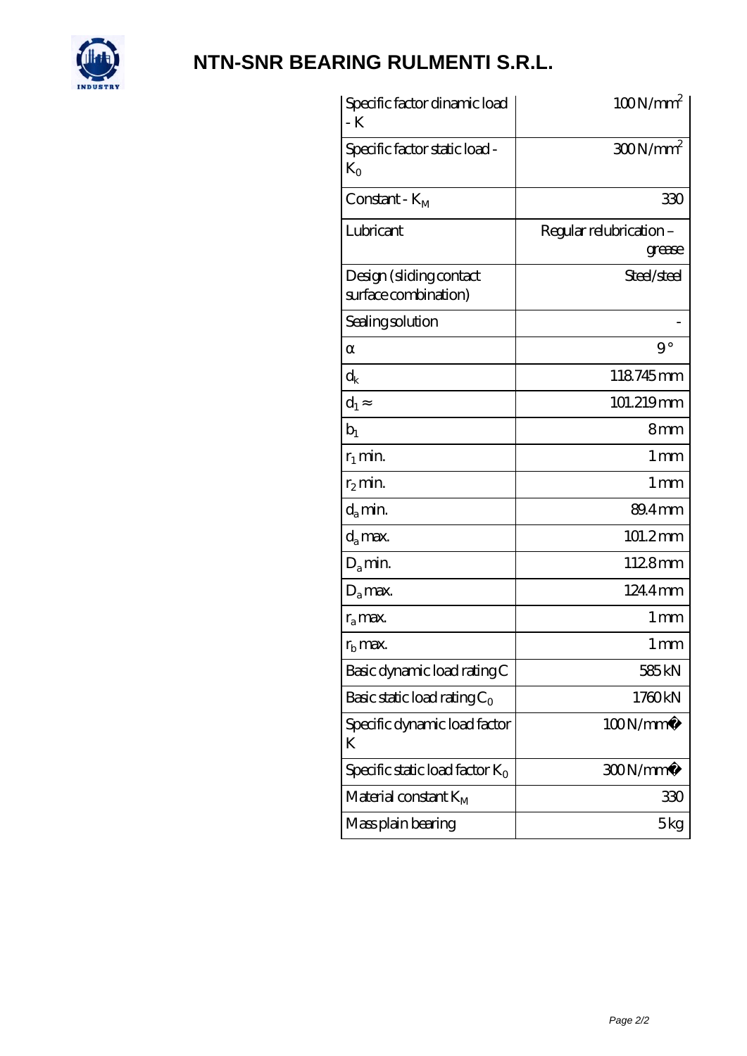# NTN-SNR BEARING RULMENTI S.R.L.

| | |
|---|---|
| Specific factor dinamic load - K | 100 N/mm$^2$ |
| Specific factor static load - $K_0$ | 300 N/mm$^2$ |
| Constant - $K_M$ | 330 |
| Lubricant | Regular relubrication – grease |
| Design (sliding contact surface combination) | Steel/steel |
| Sealing solution | - |
| α | 9 ° |
| $d_k$ | 118.745 mm |
| $d_1$ ≈ | 101.219 mm |
| $b_1$ | 8 mm |
| $r_1$ min. | 1 mm |
| $r_2$ min. | 1 mm |
| $d_a$ min. | 89.4 mm |
| $d_a$ max. | 101.2 mm |
| $D_a$ min. | 112.8 mm |
| $D_a$ max. | 124.4 mm |
| $r_a$ max. | 1 mm |
| $r_b$ max. | 1 mm |
| Basic dynamic load rating C | 585 kN |
| Basic static load rating $C_0$ | 1760 kN |
| Specific dynamic load factor K | 100 N/mm� |
| Specific static load factor $K_0$ | 300 N/mm� |
| Material constant $K_M$ | 330 |
| Mass plain bearing | 5 kg |